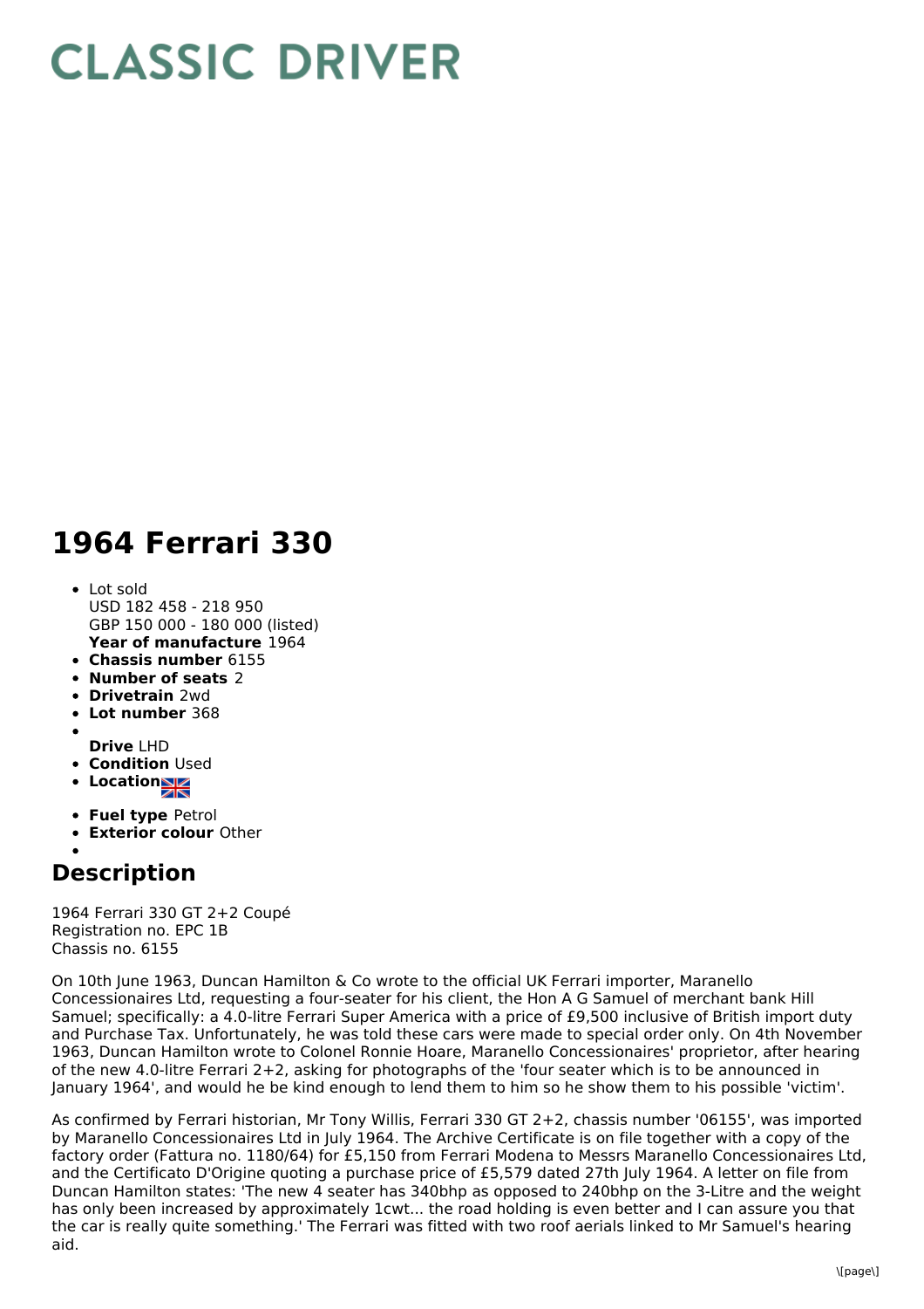# CLASSIC DRIVER

# 1964 Ferrari 330

- Lot sold
  USD 182 458 - 218 950
  GBP 150 000 - 180 000 (listed)
  **Year of manufacture** 1964
- **Chassis number** 6155
- **Number of seats** 2
- **Drivetrain** 2wd
- **Lot number** 368
- **Drive** LHD
- **Condition** Used
- **Location**
- **Fuel type** Petrol
- **Exterior colour** Other

## Description

1964 Ferrari 330 GT 2+2 Coupé
Registration no. EPC 1B
Chassis no. 6155

On 10th June 1963, Duncan Hamilton & Co wrote to the official UK Ferrari importer, Maranello Concessionaires Ltd, requesting a four-seater for his client, the Hon A G Samuel of merchant bank Hill Samuel; specifically: a 4.0-litre Ferrari Super America with a price of £9,500 inclusive of British import duty and Purchase Tax. Unfortunately, he was told these cars were made to special order only. On 4th November 1963, Duncan Hamilton wrote to Colonel Ronnie Hoare, Maranello Concessionaires' proprietor, after hearing of the new 4.0-litre Ferrari 2+2, asking for photographs of the 'four seater which is to be announced in January 1964', and would he be kind enough to lend them to him so he show them to his possible 'victim'.

As confirmed by Ferrari historian, Mr Tony Willis, Ferrari 330 GT 2+2, chassis number '06155', was imported by Maranello Concessionaires Ltd in July 1964. The Archive Certificate is on file together with a copy of the factory order (Fattura no. 1180/64) for £5,150 from Ferrari Modena to Messrs Maranello Concessionaires Ltd, and the Certificato D'Origine quoting a purchase price of £5,579 dated 27th July 1964. A letter on file from Duncan Hamilton states: 'The new 4 seater has 340bhp as opposed to 240bhp on the 3-Litre and the weight has only been increased by approximately 1cwt... the road holding is even better and I can assure you that the car is really quite something.' The Ferrari was fitted with two roof aerials linked to Mr Samuel's hearing aid.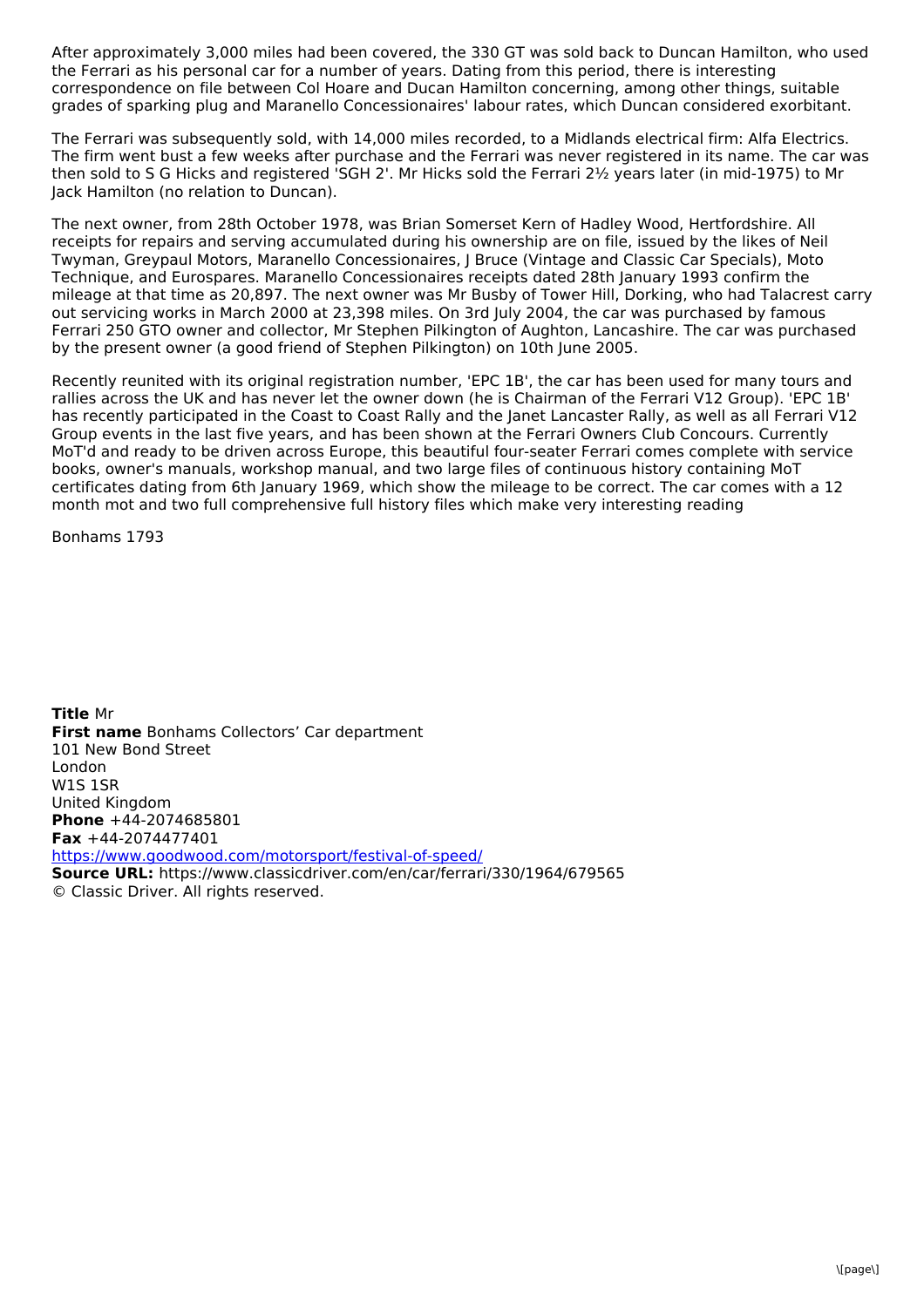After approximately 3,000 miles had been covered, the 330 GT was sold back to Duncan Hamilton, who used the Ferrari as his personal car for a number of years. Dating from this period, there is interesting correspondence on file between Col Hoare and Ducan Hamilton concerning, among other things, suitable grades of sparking plug and Maranello Concessionaires' labour rates, which Duncan considered exorbitant.

The Ferrari was subsequently sold, with 14,000 miles recorded, to a Midlands electrical firm: Alfa Electrics. The firm went bust a few weeks after purchase and the Ferrari was never registered in its name. The car was then sold to S G Hicks and registered 'SGH 2'. Mr Hicks sold the Ferrari 2½ years later (in mid-1975) to Mr Jack Hamilton (no relation to Duncan).

The next owner, from 28th October 1978, was Brian Somerset Kern of Hadley Wood, Hertfordshire. All receipts for repairs and serving accumulated during his ownership are on file, issued by the likes of Neil Twyman, Greypaul Motors, Maranello Concessionaires, J Bruce (Vintage and Classic Car Specials), Moto Technique, and Eurospares. Maranello Concessionaires receipts dated 28th January 1993 confirm the mileage at that time as 20,897. The next owner was Mr Busby of Tower Hill, Dorking, who had Talacrest carry out servicing works in March 2000 at 23,398 miles. On 3rd July 2004, the car was purchased by famous Ferrari 250 GTO owner and collector, Mr Stephen Pilkington of Aughton, Lancashire. The car was purchased by the present owner (a good friend of Stephen Pilkington) on 10th June 2005.

Recently reunited with its original registration number, 'EPC 1B', the car has been used for many tours and rallies across the UK and has never let the owner down (he is Chairman of the Ferrari V12 Group). 'EPC 1B' has recently participated in the Coast to Coast Rally and the Janet Lancaster Rally, as well as all Ferrari V12 Group events in the last five years, and has been shown at the Ferrari Owners Club Concours. Currently MoT'd and ready to be driven across Europe, this beautiful four-seater Ferrari comes complete with service books, owner's manuals, workshop manual, and two large files of continuous history containing MoT certificates dating from 6th January 1969, which show the mileage to be correct. The car comes with a 12 month mot and two full comprehensive full history files which make very interesting reading

Bonhams 1793

**Title** Mr
**First name** Bonhams Collectors' Car department
101 New Bond Street
London
W1S 1SR
United Kingdom
**Phone** +44-2074685801
**Fax** +44-2074477401
https://www.goodwood.com/motorsport/festival-of-speed/
**Source URL:** https://www.classicdriver.com/en/car/ferrari/330/1964/679565
© Classic Driver. All rights reserved.